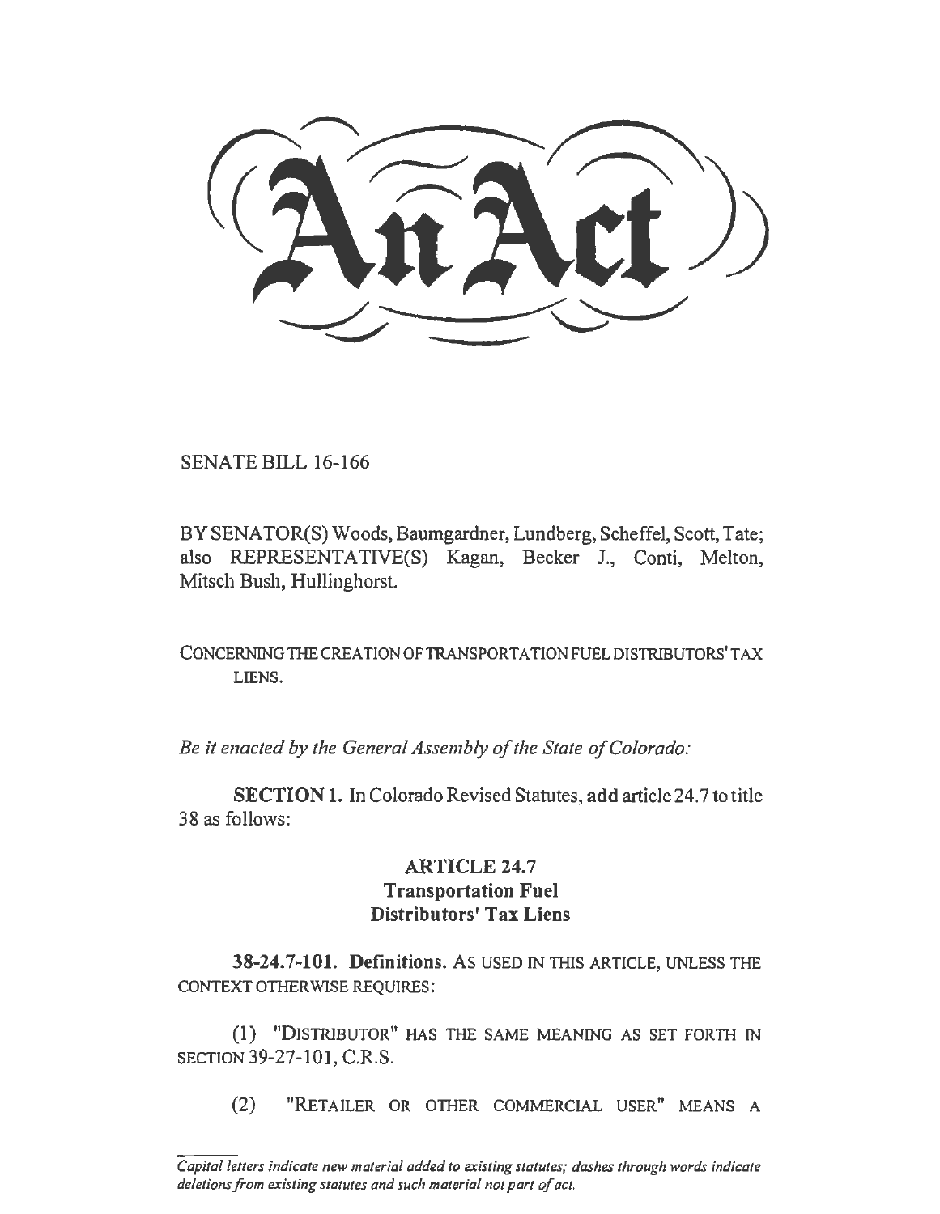# An Act

SENATE BILL 16-166

BY SENATOR(S) Woods, Baumgardner, Lundberg, Scheffel, Scott, Tate; also REPRESENTATIVE(S) Kagan, Becker J., Conti, Melton, Mitsch Bush, Hullinghorst.

CONCERNING THE CREATION OF TRANSPORTATION FUEL DISTRIBUTORS' TAX LIENS.

*Be it enacted by the General Assembly of the State of Colorado:*

**SECTION 1.** In Colorado Revised Statutes, **add** article 24.7 to title 38 as follows:

## ARTICLE 24.7
## Transportation Fuel Distributors' Tax Liens

**38-24.7-101. Definitions.** AS USED IN THIS ARTICLE, UNLESS THE CONTEXT OTHERWISE REQUIRES:

(1) "DISTRIBUTOR" HAS THE SAME MEANING AS SET FORTH IN SECTION 39-27-101, C.R.S.

(2) "RETAILER OR OTHER COMMERCIAL USER" MEANS A

*Capital letters indicate new material added to existing statutes; dashes through words indicate deletions from existing statutes and such material not part of act.*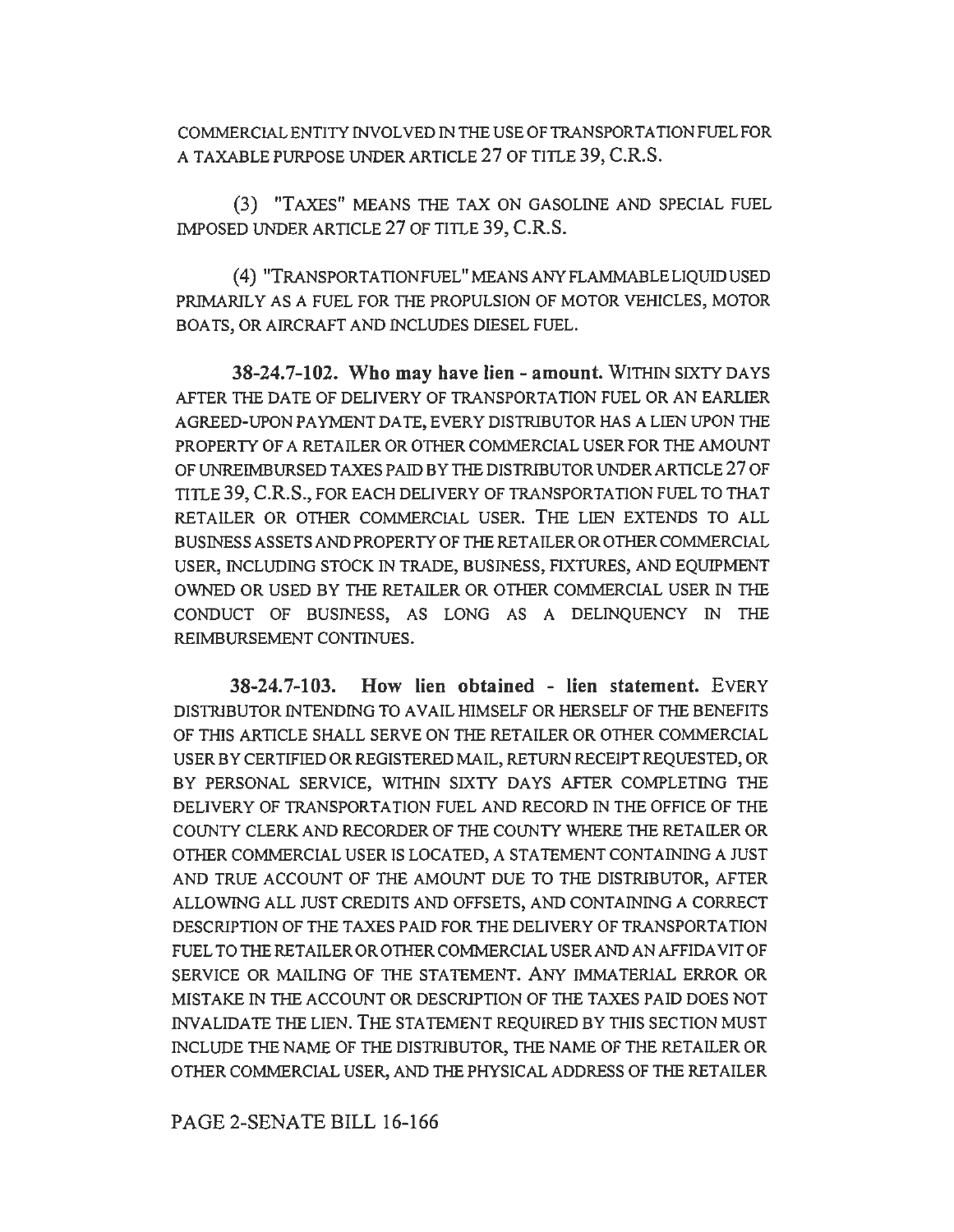COMMERCIAL ENTITY INVOLVED IN THE USE OF TRANSPORTATION FUEL FOR A TAXABLE PURPOSE UNDER ARTICLE 27 OF TITLE 39, C.R.S.

(3) "TAXES" MEANS THE TAX ON GASOLINE AND SPECIAL FUEL IMPOSED UNDER ARTICLE 27 OF TITLE 39, C.R.S.

(4) "TRANSPORTATION FUEL" MEANS ANY FLAMMABLE LIQUID USED PRIMARILY AS A FUEL FOR THE PROPULSION OF MOTOR VEHICLES, MOTOR BOATS, OR AIRCRAFT AND INCLUDES DIESEL FUEL.

**38-24.7-102. Who may have lien - amount.** WITHIN SIXTY DAYS AFTER THE DATE OF DELIVERY OF TRANSPORTATION FUEL OR AN EARLIER AGREED-UPON PAYMENT DATE, EVERY DISTRIBUTOR HAS A LIEN UPON THE PROPERTY OF A RETAILER OR OTHER COMMERCIAL USER FOR THE AMOUNT OF UNREIMBURSED TAXES PAID BY THE DISTRIBUTOR UNDER ARTICLE 27 OF TITLE 39, C.R.S., FOR EACH DELIVERY OF TRANSPORTATION FUEL TO THAT RETAILER OR OTHER COMMERCIAL USER. THE LIEN EXTENDS TO ALL BUSINESS ASSETS AND PROPERTY OF THE RETAILER OR OTHER COMMERCIAL USER, INCLUDING STOCK IN TRADE, BUSINESS, FIXTURES, AND EQUIPMENT OWNED OR USED BY THE RETAILER OR OTHER COMMERCIAL USER IN THE CONDUCT OF BUSINESS, AS LONG AS A DELINQUENCY IN THE REIMBURSEMENT CONTINUES.

**38-24.7-103. How lien obtained - lien statement.** EVERY DISTRIBUTOR INTENDING TO AVAIL HIMSELF OR HERSELF OF THE BENEFITS OF THIS ARTICLE SHALL SERVE ON THE RETAILER OR OTHER COMMERCIAL USER BY CERTIFIED OR REGISTERED MAIL, RETURN RECEIPT REQUESTED, OR BY PERSONAL SERVICE, WITHIN SIXTY DAYS AFTER COMPLETING THE DELIVERY OF TRANSPORTATION FUEL AND RECORD IN THE OFFICE OF THE COUNTY CLERK AND RECORDER OF THE COUNTY WHERE THE RETAILER OR OTHER COMMERCIAL USER IS LOCATED, A STATEMENT CONTAINING A JUST AND TRUE ACCOUNT OF THE AMOUNT DUE TO THE DISTRIBUTOR, AFTER ALLOWING ALL JUST CREDITS AND OFFSETS, AND CONTAINING A CORRECT DESCRIPTION OF THE TAXES PAID FOR THE DELIVERY OF TRANSPORTATION FUEL TO THE RETAILER OR OTHER COMMERCIAL USER AND AN AFFIDAVIT OF SERVICE OR MAILING OF THE STATEMENT. ANY IMMATERIAL ERROR OR MISTAKE IN THE ACCOUNT OR DESCRIPTION OF THE TAXES PAID DOES NOT INVALIDATE THE LIEN. THE STATEMENT REQUIRED BY THIS SECTION MUST INCLUDE THE NAME OF THE DISTRIBUTOR, THE NAME OF THE RETAILER OR OTHER COMMERCIAL USER, AND THE PHYSICAL ADDRESS OF THE RETAILER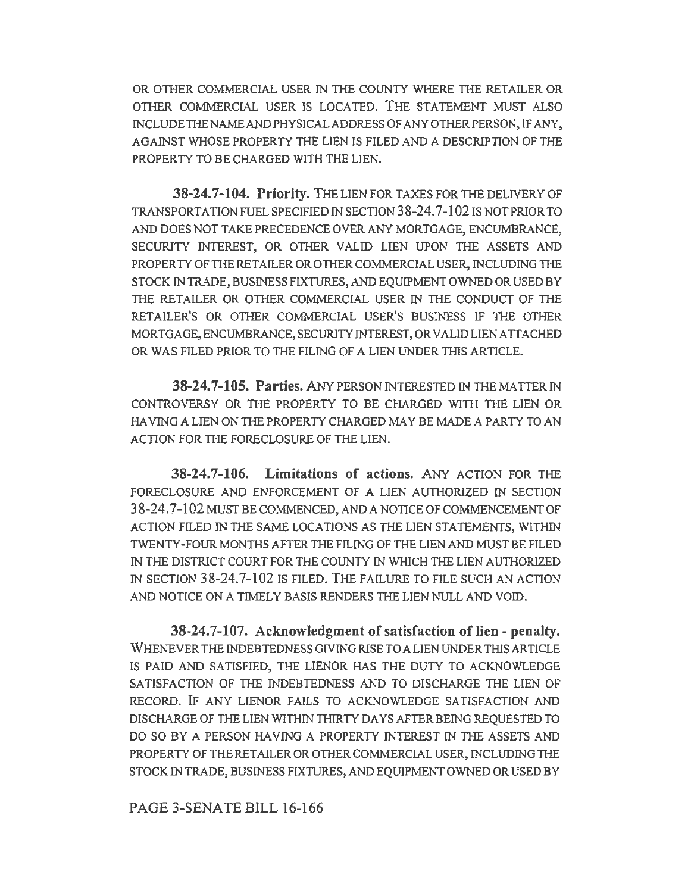OR OTHER COMMERCIAL USER IN THE COUNTY WHERE THE RETAILER OR OTHER COMMERCIAL USER IS LOCATED. THE STATEMENT MUST ALSO INCLUDE THE NAME AND PHYSICAL ADDRESS OF ANY OTHER PERSON, IF ANY, AGAINST WHOSE PROPERTY THE LIEN IS FILED AND A DESCRIPTION OF THE PROPERTY TO BE CHARGED WITH THE LIEN.

**38-24.7-104. Priority.** THE LIEN FOR TAXES FOR THE DELIVERY OF TRANSPORTATION FUEL SPECIFIED IN SECTION 38-24.7-102 IS NOT PRIOR TO AND DOES NOT TAKE PRECEDENCE OVER ANY MORTGAGE, ENCUMBRANCE, SECURITY INTEREST, OR OTHER VALID LIEN UPON THE ASSETS AND PROPERTY OF THE RETAILER OR OTHER COMMERCIAL USER, INCLUDING THE STOCK IN TRADE, BUSINESS FIXTURES, AND EQUIPMENT OWNED OR USED BY THE RETAILER OR OTHER COMMERCIAL USER IN THE CONDUCT OF THE RETAILER'S OR OTHER COMMERCIAL USER'S BUSINESS IF THE OTHER MORTGAGE, ENCUMBRANCE, SECURITY INTEREST, OR VALID LIEN ATTACHED OR WAS FILED PRIOR TO THE FILING OF A LIEN UNDER THIS ARTICLE.

**38-24.7-105. Parties.** ANY PERSON INTERESTED IN THE MATTER IN CONTROVERSY OR THE PROPERTY TO BE CHARGED WITH THE LIEN OR HAVING A LIEN ON THE PROPERTY CHARGED MAY BE MADE A PARTY TO AN ACTION FOR THE FORECLOSURE OF THE LIEN.

**38-24.7-106. Limitations of actions.** ANY ACTION FOR THE FORECLOSURE AND ENFORCEMENT OF A LIEN AUTHORIZED IN SECTION 38-24.7-102 MUST BE COMMENCED, AND A NOTICE OF COMMENCEMENT OF ACTION FILED IN THE SAME LOCATIONS AS THE LIEN STATEMENTS, WITHIN TWENTY-FOUR MONTHS AFTER THE FILING OF THE LIEN AND MUST BE FILED IN THE DISTRICT COURT FOR THE COUNTY IN WHICH THE LIEN AUTHORIZED IN SECTION 38-24.7-102 IS FILED. THE FAILURE TO FILE SUCH AN ACTION AND NOTICE ON A TIMELY BASIS RENDERS THE LIEN NULL AND VOID.

**38-24.7-107. Acknowledgment of satisfaction of lien - penalty.** WHENEVER THE INDEBTEDNESS GIVING RISE TO A LIEN UNDER THIS ARTICLE IS PAID AND SATISFIED, THE LIENOR HAS THE DUTY TO ACKNOWLEDGE SATISFACTION OF THE INDEBTEDNESS AND TO DISCHARGE THE LIEN OF RECORD. IF ANY LIENOR FAILS TO ACKNOWLEDGE SATISFACTION AND DISCHARGE OF THE LIEN WITHIN THIRTY DAYS AFTER BEING REQUESTED TO DO SO BY A PERSON HAVING A PROPERTY INTEREST IN THE ASSETS AND PROPERTY OF THE RETAILER OR OTHER COMMERCIAL USER, INCLUDING THE STOCK IN TRADE, BUSINESS FIXTURES, AND EQUIPMENT OWNED OR USED BY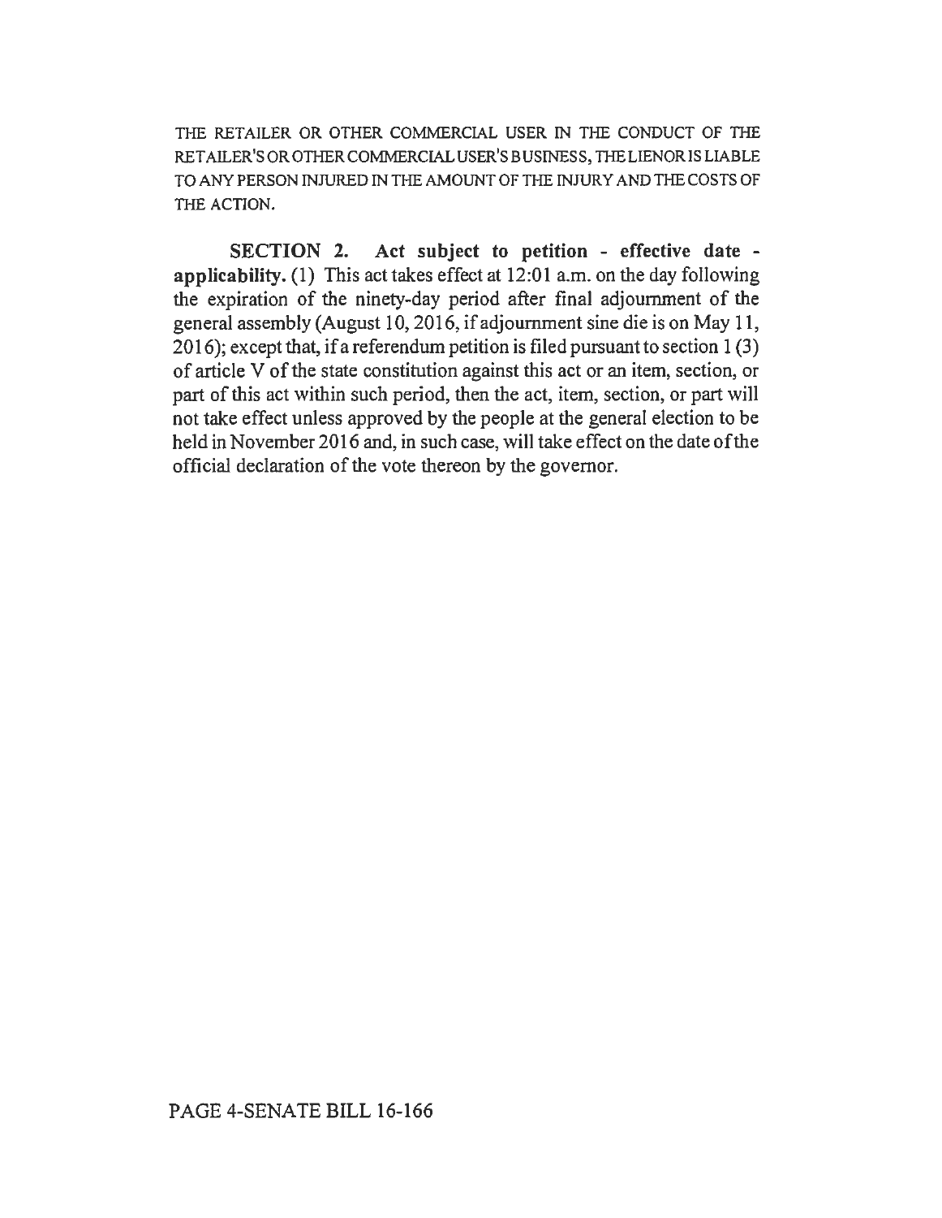THE RETAILER OR OTHER COMMERCIAL USER IN THE CONDUCT OF THE RETAILER'S OR OTHER COMMERCIAL USER'S BUSINESS, THE LIENOR IS LIABLE TO ANY PERSON INJURED IN THE AMOUNT OF THE INJURY AND THE COSTS OF THE ACTION.

**SECTION 2. Act subject to petition - effective date - applicability.** (1) This act takes effect at 12:01 a.m. on the day following the expiration of the ninety-day period after final adjournment of the general assembly (August 10, 2016, if adjournment sine die is on May 11, 2016); except that, if a referendum petition is filed pursuant to section 1 (3) of article V of the state constitution against this act or an item, section, or part of this act within such period, then the act, item, section, or part will not take effect unless approved by the people at the general election to be held in November 2016 and, in such case, will take effect on the date of the official declaration of the vote thereon by the governor.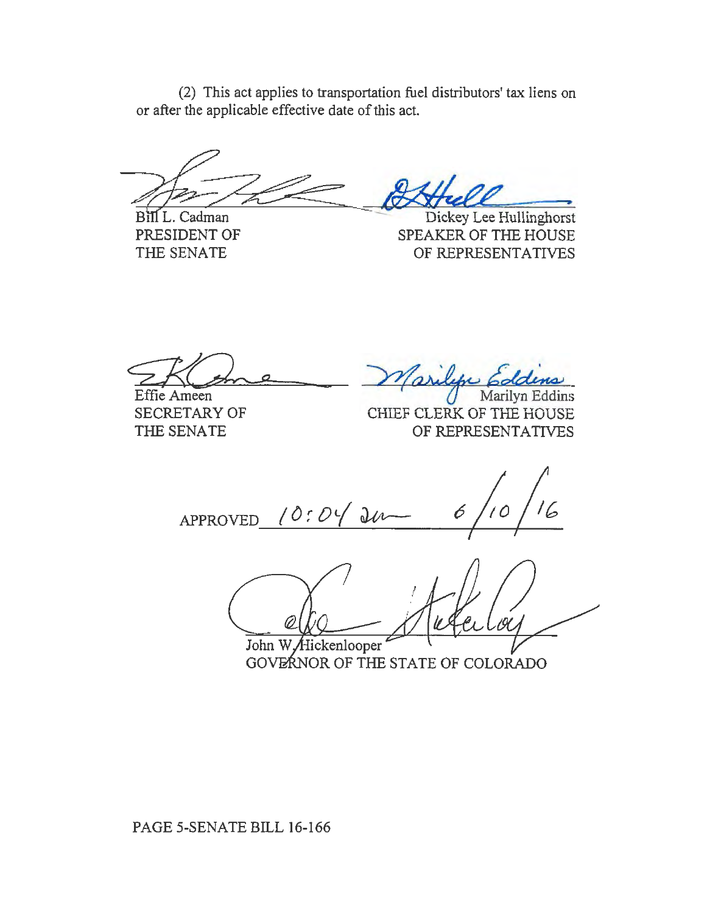(2) This act applies to transportation fuel distributors' tax liens on or after the applicable effective date of this act.

Bill L. Cadman
PRESIDENT OF
THE SENATE

Dickey Lee Hullinghorst
SPEAKER OF THE HOUSE
OF REPRESENTATIVES

Effie Ameen
SECRETARY OF
THE SENATE

Marilyn Eddins
CHIEF CLERK OF THE HOUSE
OF REPRESENTATIVES

APPROVED 10:04 am 6/10/16

John W. Hickenlooper
GOVERNOR OF THE STATE OF COLORADO

PAGE 5-SENATE BILL 16-166